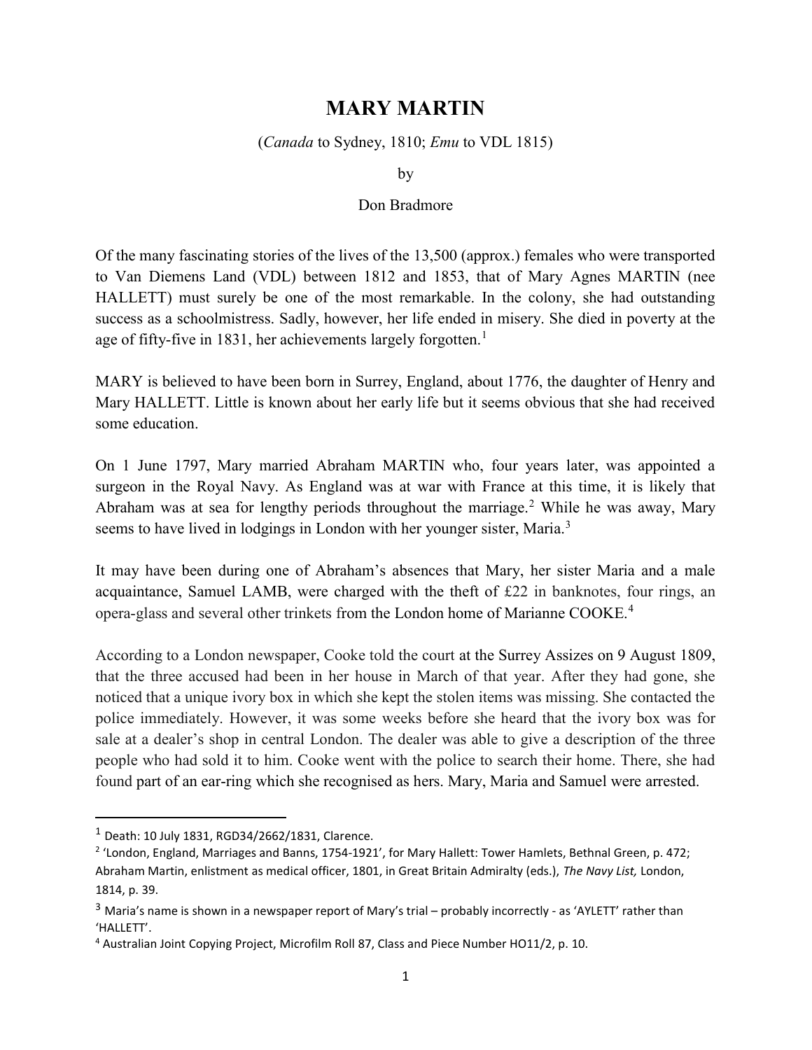# MARY MARTIN

(*Canada* to Sydney, 1810; *Emu* to VDL 1815)

by

Don Bradmore

Of the many fascinating stories of the lives of the 13,500 (approx.) females who were transported to Van Diemens Land (VDL) between 1812 and 1853, that of Mary Agnes MARTIN (nee HALLETT) must surely be one of the most remarkable. In the colony, she had outstanding success as a schoolmistress. Sadly, however, her life ended in misery. She died in poverty at the age of fifty-five in 1831, her achievements largely forgotten.[1]

MARY is believed to have been born in Surrey, England, about 1776, the daughter of Henry and Mary HALLETT. Little is known about her early life but it seems obvious that she had received some education.

On 1 June 1797, Mary married Abraham MARTIN who, four years later, was appointed a surgeon in the Royal Navy. As England was at war with France at this time, it is likely that Abraham was at sea for lengthy periods throughout the marriage.[2] While he was away, Mary seems to have lived in lodgings in London with her younger sister, Maria.[3]

It may have been during one of Abraham's absences that Mary, her sister Maria and a male acquaintance, Samuel LAMB, were charged with the theft of £22 in banknotes, four rings, an opera-glass and several other trinkets from the London home of Marianne COOKE.[4]

According to a London newspaper, Cooke told the court at the Surrey Assizes on 9 August 1809, that the three accused had been in her house in March of that year. After they had gone, she noticed that a unique ivory box in which she kept the stolen items was missing. She contacted the police immediately. However, it was some weeks before she heard that the ivory box was for sale at a dealer's shop in central London. The dealer was able to give a description of the three people who had sold it to him. Cooke went with the police to search their home. There, she had found part of an ear-ring which she recognised as hers. Mary, Maria and Samuel were arrested.

---

[1] Death: 10 July 1831, RGD34/2662/1831, Clarence.

[2] 'London, England, Marriages and Banns, 1754-1921', for Mary Hallett: Tower Hamlets, Bethnal Green, p. 472; Abraham Martin, enlistment as medical officer, 1801, in Great Britain Admiralty (eds.), *The Navy List,* London, 1814, p. 39.

[3] Maria's name is shown in a newspaper report of Mary's trial – probably incorrectly - as 'AYLETT' rather than 'HALLETT'.

[4] Australian Joint Copying Project, Microfilm Roll 87, Class and Piece Number HO11/2, p. 10.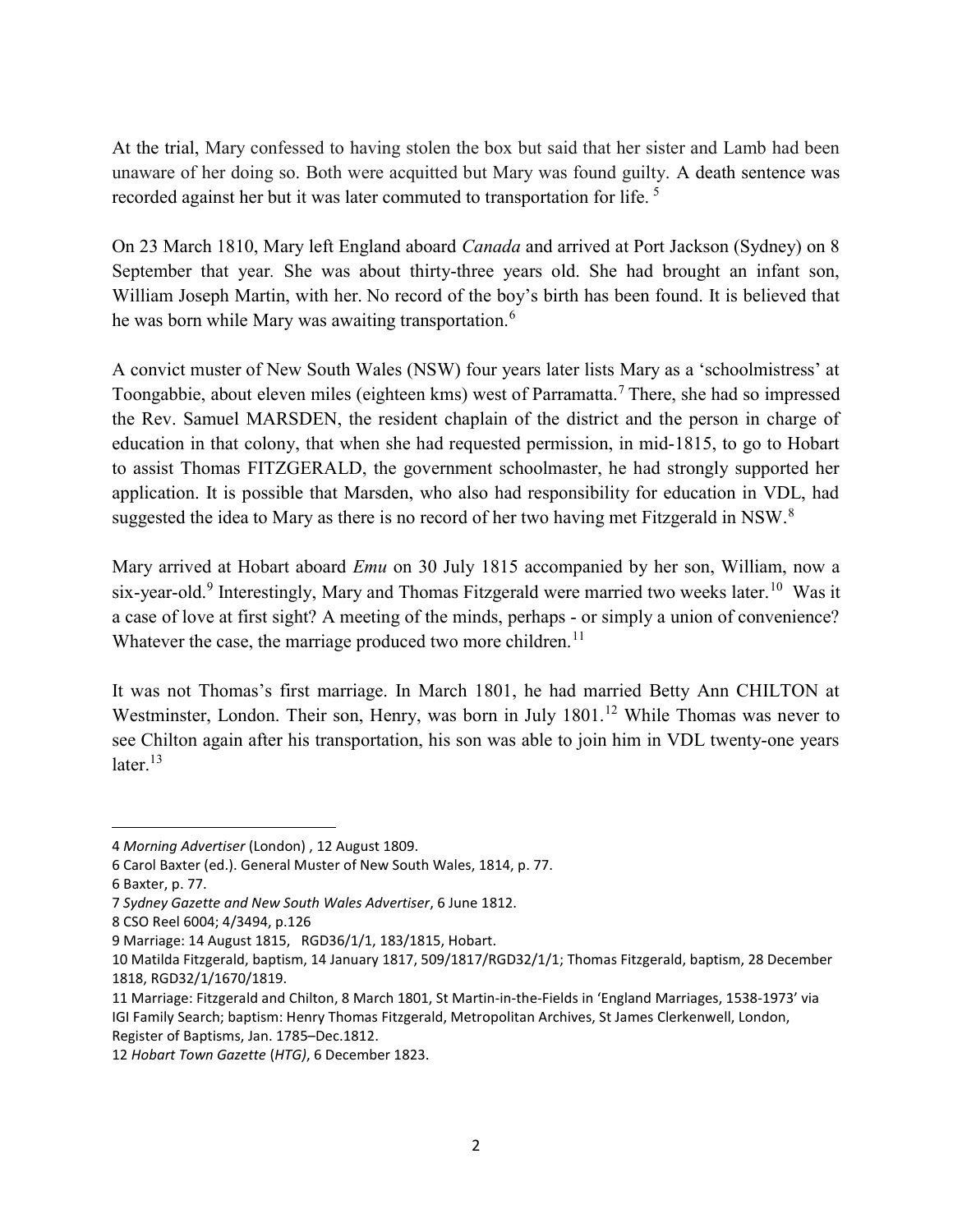At the trial, Mary confessed to having stolen the box but said that her sister and Lamb had been unaware of her doing so. Both were acquitted but Mary was found guilty. A death sentence was recorded against her but it was later commuted to transportation for life. [5]

On 23 March 1810, Mary left England aboard *Canada* and arrived at Port Jackson (Sydney) on 8 September that year. She was about thirty-three years old. She had brought an infant son, William Joseph Martin, with her. No record of the boy's birth has been found. It is believed that he was born while Mary was awaiting transportation.[6]

A convict muster of New South Wales (NSW) four years later lists Mary as a 'schoolmistress' at Toongabbie, about eleven miles (eighteen kms) west of Parramatta.[7] There, she had so impressed the Rev. Samuel MARSDEN, the resident chaplain of the district and the person in charge of education in that colony, that when she had requested permission, in mid-1815, to go to Hobart to assist Thomas FITZGERALD, the government schoolmaster, he had strongly supported her application. It is possible that Marsden, who also had responsibility for education in VDL, had suggested the idea to Mary as there is no record of her two having met Fitzgerald in NSW.[8]

Mary arrived at Hobart aboard *Emu* on 30 July 1815 accompanied by her son, William, now a six-year-old.[9] Interestingly, Mary and Thomas Fitzgerald were married two weeks later.[10] Was it a case of love at first sight? A meeting of the minds, perhaps - or simply a union of convenience? Whatever the case, the marriage produced two more children.[11]

It was not Thomas's first marriage. In March 1801, he had married Betty Ann CHILTON at Westminster, London. Their son, Henry, was born in July 1801.[12] While Thomas was never to see Chilton again after his transportation, his son was able to join him in VDL twenty-one years later.[13]

---

4 *Morning Advertiser* (London) , 12 August 1809.

6 Carol Baxter (ed.). General Muster of New South Wales, 1814, p. 77.

6 Baxter, p. 77.

7 *Sydney Gazette and New South Wales Advertiser*, 6 June 1812.

8 CSO Reel 6004; 4/3494, p.126

9 Marriage: 14 August 1815, RGD36/1/1, 183/1815, Hobart.

10 Matilda Fitzgerald, baptism, 14 January 1817, 509/1817/RGD32/1/1; Thomas Fitzgerald, baptism, 28 December 1818, RGD32/1/1670/1819.

11 Marriage: Fitzgerald and Chilton, 8 March 1801, St Martin-in-the-Fields in 'England Marriages, 1538-1973' via IGI Family Search; baptism: Henry Thomas Fitzgerald, Metropolitan Archives, St James Clerkenwell, London, Register of Baptisms, Jan. 1785–Dec.1812.

12 *Hobart Town Gazette* (*HTG)*, 6 December 1823.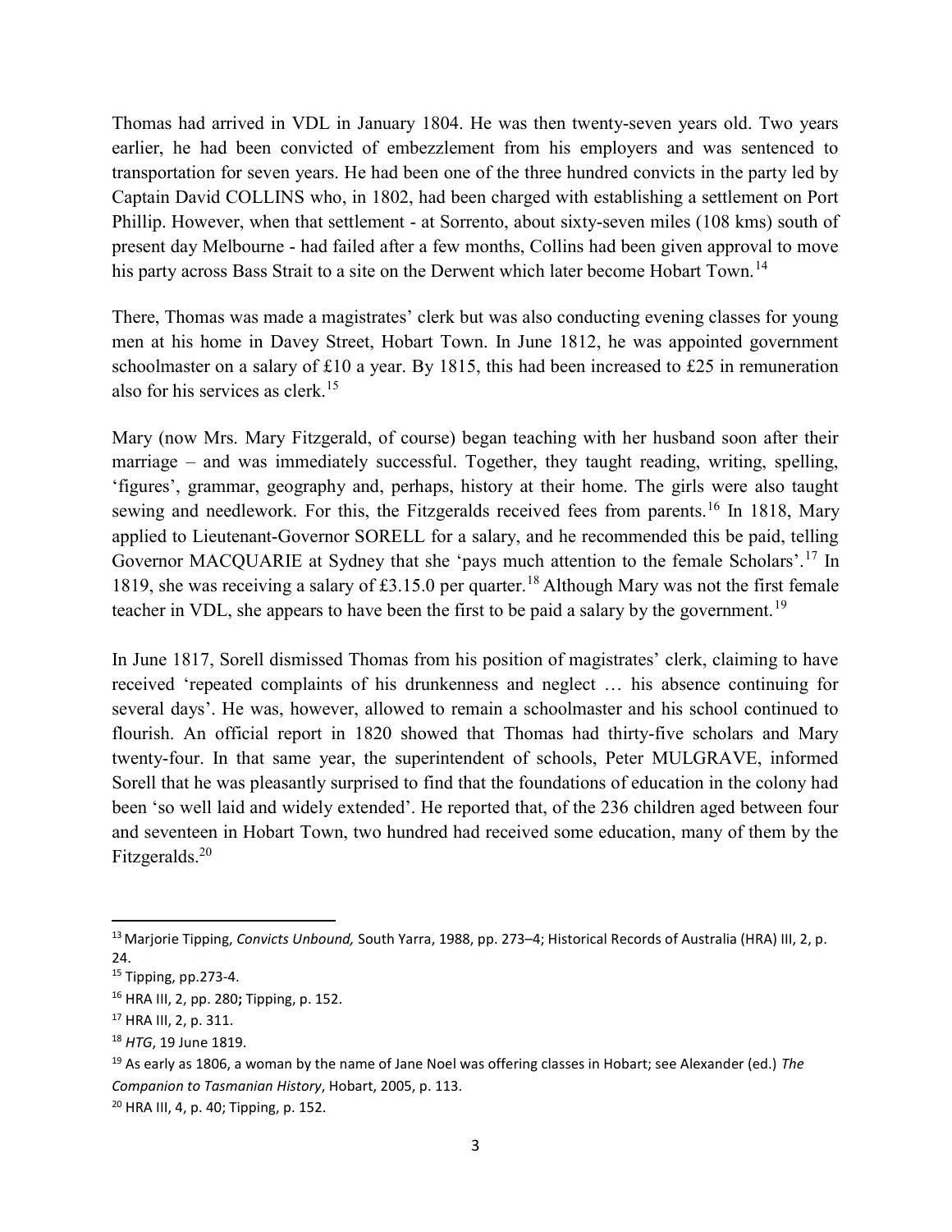Thomas had arrived in VDL in January 1804. He was then twenty-seven years old. Two years earlier, he had been convicted of embezzlement from his employers and was sentenced to transportation for seven years. He had been one of the three hundred convicts in the party led by Captain David COLLINS who, in 1802, had been charged with establishing a settlement on Port Phillip. However, when that settlement - at Sorrento, about sixty-seven miles (108 kms) south of present day Melbourne - had failed after a few months, Collins had been given approval to move his party across Bass Strait to a site on the Derwent which later become Hobart Town.[14]

There, Thomas was made a magistrates' clerk but was also conducting evening classes for young men at his home in Davey Street, Hobart Town. In June 1812, he was appointed government schoolmaster on a salary of £10 a year. By 1815, this had been increased to £25 in remuneration also for his services as clerk.[15]

Mary (now Mrs. Mary Fitzgerald, of course) began teaching with her husband soon after their marriage – and was immediately successful. Together, they taught reading, writing, spelling, 'figures', grammar, geography and, perhaps, history at their home. The girls were also taught sewing and needlework. For this, the Fitzgeralds received fees from parents.[16] In 1818, Mary applied to Lieutenant-Governor SORELL for a salary, and he recommended this be paid, telling Governor MACQUARIE at Sydney that she 'pays much attention to the female Scholars'.[17] In 1819, she was receiving a salary of £3.15.0 per quarter.[18] Although Mary was not the first female teacher in VDL, she appears to have been the first to be paid a salary by the government.[19]

In June 1817, Sorell dismissed Thomas from his position of magistrates' clerk, claiming to have received 'repeated complaints of his drunkenness and neglect … his absence continuing for several days'. He was, however, allowed to remain a schoolmaster and his school continued to flourish. An official report in 1820 showed that Thomas had thirty-five scholars and Mary twenty-four. In that same year, the superintendent of schools, Peter MULGRAVE, informed Sorell that he was pleasantly surprised to find that the foundations of education in the colony had been 'so well laid and widely extended'. He reported that, of the 236 children aged between four and seventeen in Hobart Town, two hundred had received some education, many of them by the Fitzgeralds.[20]

---

[13] Marjorie Tipping, *Convicts Unbound,* South Yarra, 1988, pp. 273–4; Historical Records of Australia (HRA) III, 2, p. 24.

[15] Tipping, pp.273-4.

[16] HRA III, 2, pp. 280**;** Tipping, p. 152.

[17] HRA III, 2, p. 311.

[18] *HTG*, 19 June 1819.

[19] As early as 1806, a woman by the name of Jane Noel was offering classes in Hobart; see Alexander (ed.) *The Companion to Tasmanian History*, Hobart, 2005, p. 113.

[20] HRA III, 4, p. 40; Tipping, p. 152.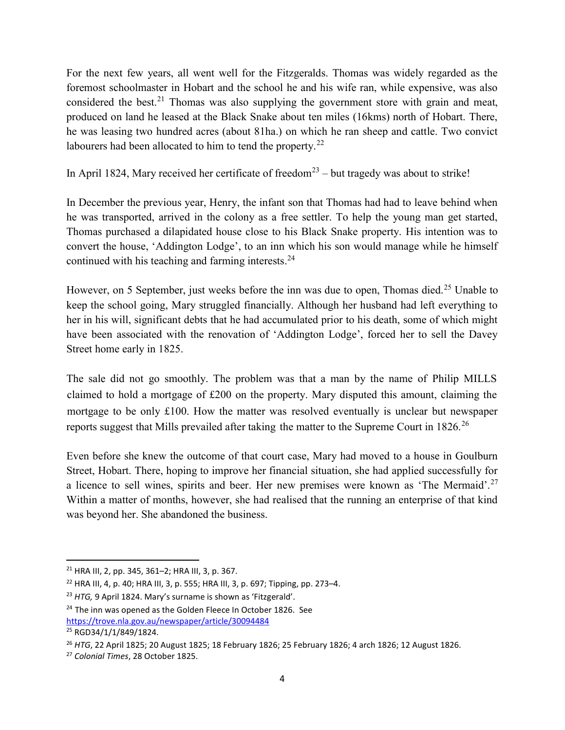For the next few years, all went well for the Fitzgeralds. Thomas was widely regarded as the foremost schoolmaster in Hobart and the school he and his wife ran, while expensive, was also considered the best.[21] Thomas was also supplying the government store with grain and meat, produced on land he leased at the Black Snake about ten miles (16kms) north of Hobart. There, he was leasing two hundred acres (about 81ha.) on which he ran sheep and cattle. Two convict labourers had been allocated to him to tend the property.[22]

In April 1824, Mary received her certificate of freedom[23] – but tragedy was about to strike!

In December the previous year, Henry, the infant son that Thomas had had to leave behind when he was transported, arrived in the colony as a free settler. To help the young man get started, Thomas purchased a dilapidated house close to his Black Snake property. His intention was to convert the house, 'Addington Lodge', to an inn which his son would manage while he himself continued with his teaching and farming interests.[24]

However, on 5 September, just weeks before the inn was due to open, Thomas died.[25] Unable to keep the school going, Mary struggled financially. Although her husband had left everything to her in his will, significant debts that he had accumulated prior to his death, some of which might have been associated with the renovation of 'Addington Lodge', forced her to sell the Davey Street home early in 1825.

The sale did not go smoothly. The problem was that a man by the name of Philip MILLS claimed to hold a mortgage of £200 on the property. Mary disputed this amount, claiming the mortgage to be only £100. How the matter was resolved eventually is unclear but newspaper reports suggest that Mills prevailed after taking the matter to the Supreme Court in 1826.[26]

Even before she knew the outcome of that court case, Mary had moved to a house in Goulburn Street, Hobart. There, hoping to improve her financial situation, she had applied successfully for a licence to sell wines, spirits and beer. Her new premises were known as 'The Mermaid'.[27] Within a matter of months, however, she had realised that the running an enterprise of that kind was beyond her. She abandoned the business.

---

[21] HRA III, 2, pp. 345, 361–2; HRA III, 3, p. 367.

[22] HRA III, 4, p. 40; HRA III, 3, p. 555; HRA III, 3, p. 697; Tipping, pp. 273–4.

[23] *HTG,* 9 April 1824. Mary's surname is shown as 'Fitzgerald'.

[24] The inn was opened as the Golden Fleece In October 1826. See https://trove.nla.gov.au/newspaper/article/30094484

[25] RGD34/1/1/849/1824.

[26] *HTG*, 22 April 1825; 20 August 1825; 18 February 1826; 25 February 1826; 4 arch 1826; 12 August 1826.

[27] *Colonial Times*, 28 October 1825.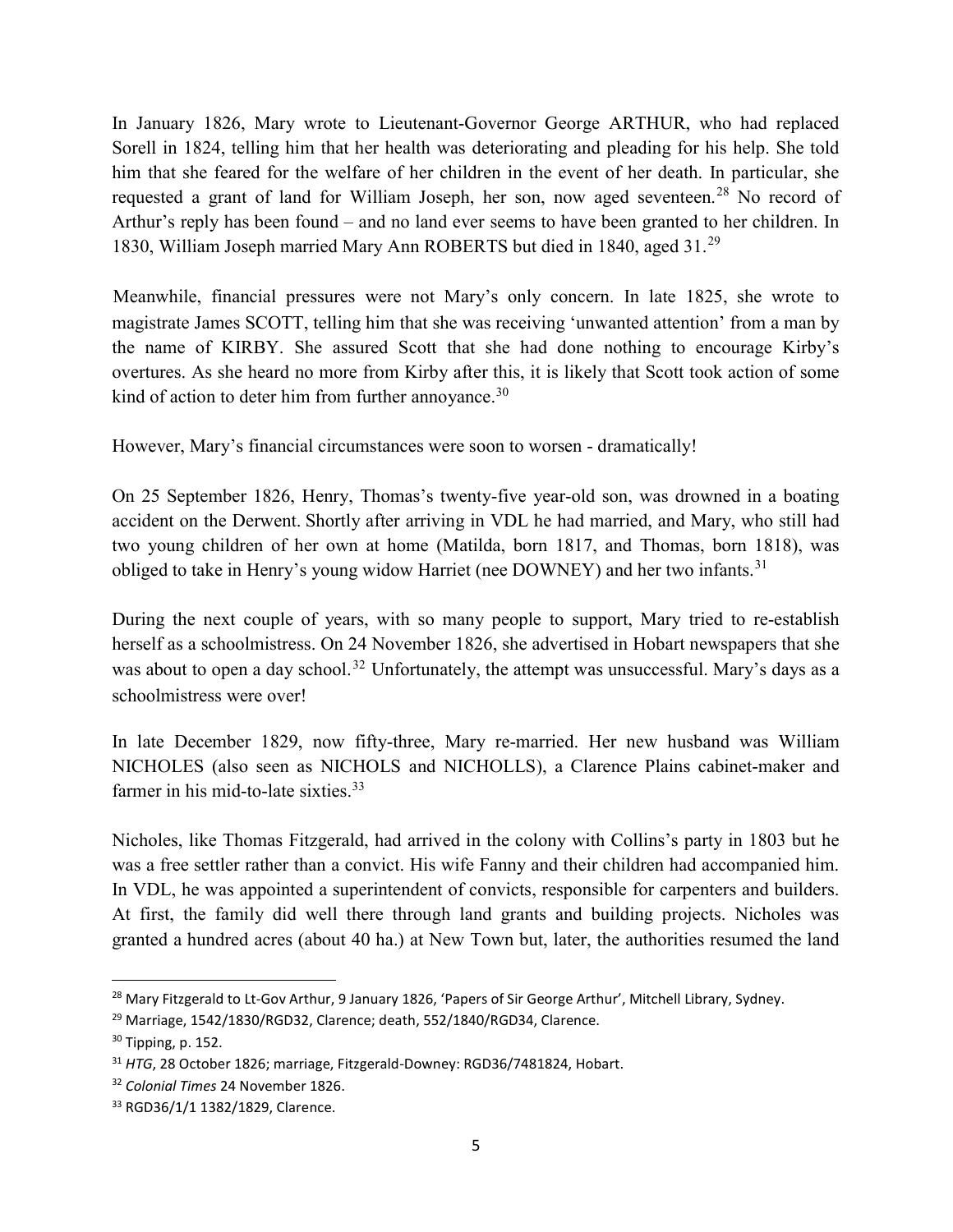In January 1826, Mary wrote to Lieutenant-Governor George ARTHUR, who had replaced Sorell in 1824, telling him that her health was deteriorating and pleading for his help. She told him that she feared for the welfare of her children in the event of her death. In particular, she requested a grant of land for William Joseph, her son, now aged seventeen.[28] No record of Arthur's reply has been found – and no land ever seems to have been granted to her children. In 1830, William Joseph married Mary Ann ROBERTS but died in 1840, aged 31.[29]

Meanwhile, financial pressures were not Mary's only concern. In late 1825, she wrote to magistrate James SCOTT, telling him that she was receiving 'unwanted attention' from a man by the name of KIRBY. She assured Scott that she had done nothing to encourage Kirby's overtures. As she heard no more from Kirby after this, it is likely that Scott took action of some kind of action to deter him from further annoyance.[30]

However, Mary's financial circumstances were soon to worsen - dramatically!

On 25 September 1826, Henry, Thomas's twenty-five year-old son, was drowned in a boating accident on the Derwent. Shortly after arriving in VDL he had married, and Mary, who still had two young children of her own at home (Matilda, born 1817, and Thomas, born 1818), was obliged to take in Henry's young widow Harriet (nee DOWNEY) and her two infants.[31]

During the next couple of years, with so many people to support, Mary tried to re-establish herself as a schoolmistress. On 24 November 1826, she advertised in Hobart newspapers that she was about to open a day school.[32] Unfortunately, the attempt was unsuccessful. Mary's days as a schoolmistress were over!

In late December 1829, now fifty-three, Mary re-married. Her new husband was William NICHOLES (also seen as NICHOLS and NICHOLLS), a Clarence Plains cabinet-maker and farmer in his mid-to-late sixties.[33]

Nicholes, like Thomas Fitzgerald, had arrived in the colony with Collins's party in 1803 but he was a free settler rather than a convict. His wife Fanny and their children had accompanied him. In VDL, he was appointed a superintendent of convicts, responsible for carpenters and builders. At first, the family did well there through land grants and building projects. Nicholes was granted a hundred acres (about 40 ha.) at New Town but, later, the authorities resumed the land

---

[28] Mary Fitzgerald to Lt-Gov Arthur, 9 January 1826, 'Papers of Sir George Arthur', Mitchell Library, Sydney.

[29] Marriage, 1542/1830/RGD32, Clarence; death, 552/1840/RGD34, Clarence.

[30] Tipping, p. 152.

[31] *HTG*, 28 October 1826; marriage, Fitzgerald-Downey: RGD36/7481824, Hobart.

[32] *Colonial Times* 24 November 1826.

[33] RGD36/1/1 1382/1829, Clarence.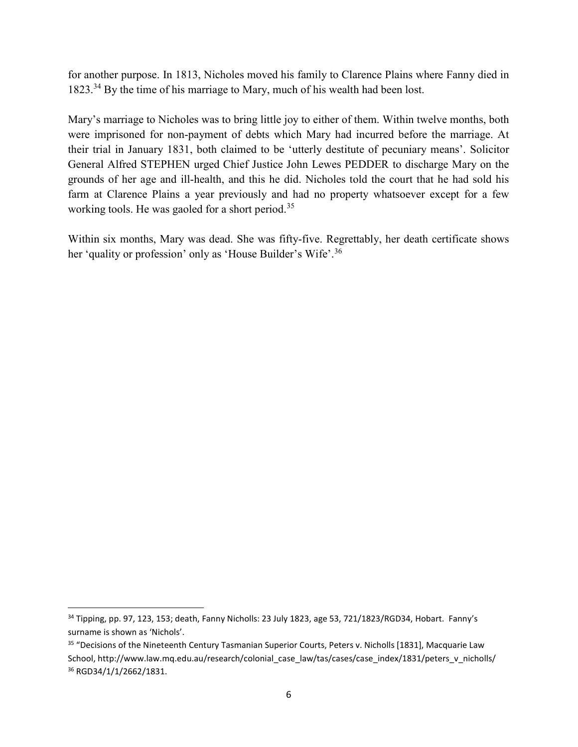for another purpose. In 1813, Nicholes moved his family to Clarence Plains where Fanny died in 1823.[34] By the time of his marriage to Mary, much of his wealth had been lost.

Mary's marriage to Nicholes was to bring little joy to either of them. Within twelve months, both were imprisoned for non-payment of debts which Mary had incurred before the marriage. At their trial in January 1831, both claimed to be 'utterly destitute of pecuniary means'. Solicitor General Alfred STEPHEN urged Chief Justice John Lewes PEDDER to discharge Mary on the grounds of her age and ill-health, and this he did. Nicholes told the court that he had sold his farm at Clarence Plains a year previously and had no property whatsoever except for a few working tools. He was gaoled for a short period.[35]

Within six months, Mary was dead. She was fifty-five. Regrettably, her death certificate shows her 'quality or profession' only as 'House Builder's Wife'.[36]

---

[34] Tipping, pp. 97, 123, 153; death, Fanny Nicholls: 23 July 1823, age 53, 721/1823/RGD34, Hobart. Fanny's surname is shown as 'Nichols'.

[35] "Decisions of the Nineteenth Century Tasmanian Superior Courts, Peters v. Nicholls [1831], Macquarie Law School, http://www.law.mq.edu.au/research/colonial_case_law/tas/cases/case_index/1831/peters_v_nicholls/

[36] RGD34/1/1/2662/1831.